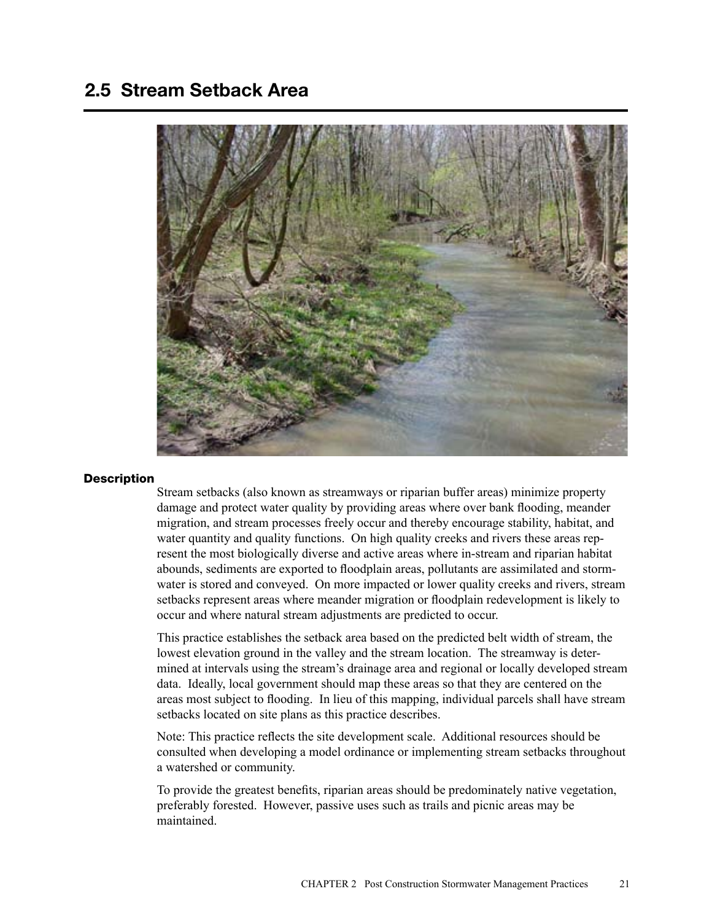## 2.5 Stream Setback Area

### Description

Stream setbacks (also known as streamways or riparian buffer areas) minimize property damage and protect water quality by providing areas where over bank flooding, meander migration, and stream processes freely occur and thereby encourage stability, habitat, and water quantity and quality functions. On high quality creeks and rivers these areas represent the most biologically diverse and active areas where in-stream and riparian habitat abounds, sediments are exported to floodplain areas, pollutants are assimilated and stormwater is stored and conveyed. On more impacted or lower quality creeks and rivers, stream setbacks represent areas where meander migration or floodplain redevelopment is likely to occur and where natural stream adjustments are predicted to occur.

This practice establishes the setback area based on the predicted belt width of stream, the lowest elevation ground in the valley and the stream location. The streamway is determined at intervals using the stream's drainage area and regional or locally developed stream data. Ideally, local government should map these areas so that they are centered on the areas most subject to flooding. In lieu of this mapping, individual parcels shall have stream setbacks located on site plans as this practice describes.

Note: This practice reflects the site development scale. Additional resources should be consulted when developing a model ordinance or implementing stream setbacks throughout a watershed or community.

To provide the greatest benefits, riparian areas should be predominately native vegetation, preferably forested. However, passive uses such as trails and picnic areas may be maintained.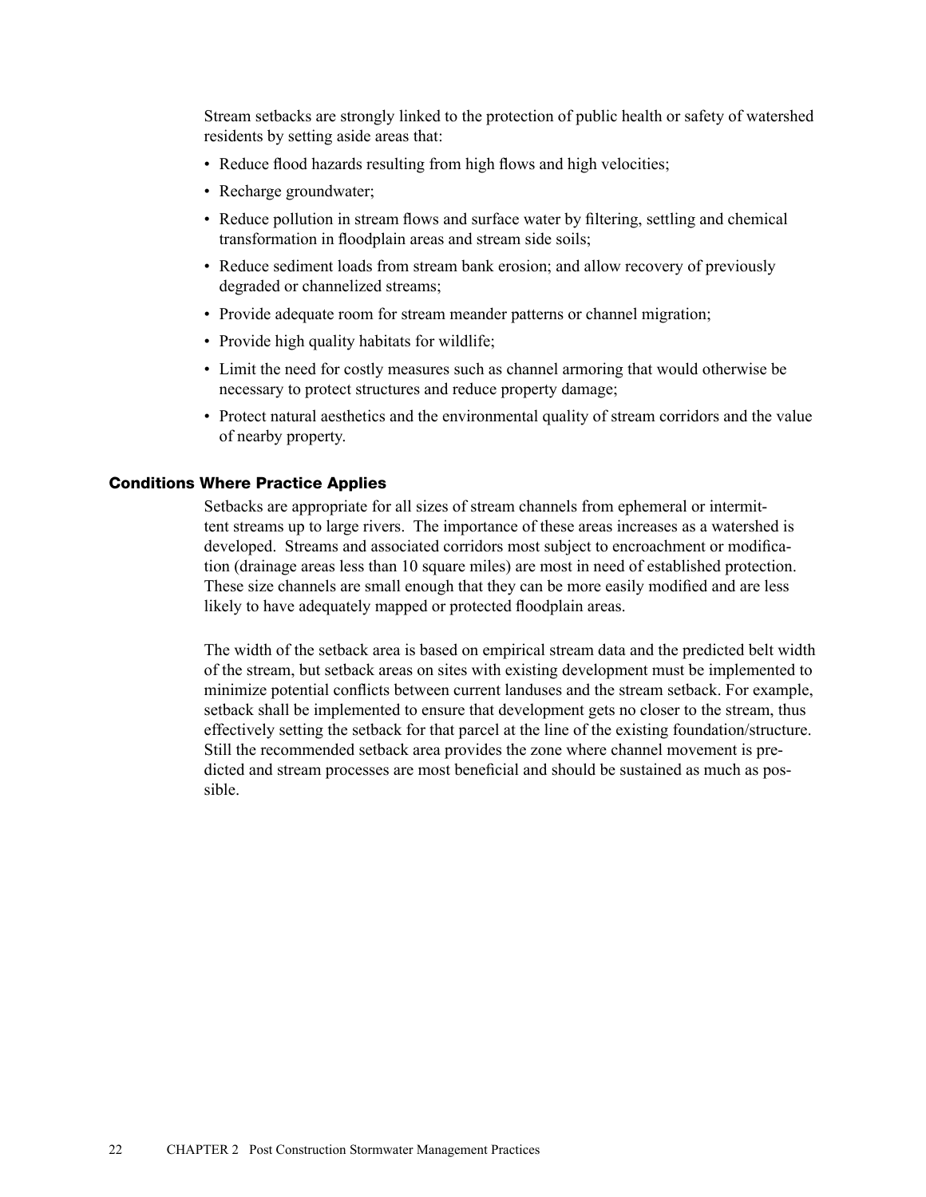Stream setbacks are strongly linked to the protection of public health or safety of watershed residents by setting aside areas that:

- Reduce flood hazards resulting from high flows and high velocities;
- Recharge groundwater;
- Reduce pollution in stream flows and surface water by filtering, settling and chemical transformation in floodplain areas and stream side soils;
- Reduce sediment loads from stream bank erosion; and allow recovery of previously degraded or channelized streams;
- Provide adequate room for stream meander patterns or channel migration;
- Provide high quality habitats for wildlife;
- Limit the need for costly measures such as channel armoring that would otherwise be necessary to protect structures and reduce property damage;
- Protect natural aesthetics and the environmental quality of stream corridors and the value of nearby property.

### Conditions Where Practice Applies

Setbacks are appropriate for all sizes of stream channels from ephemeral or intermittent streams up to large rivers. The importance of these areas increases as a watershed is developed. Streams and associated corridors most subject to encroachment or modification (drainage areas less than 10 square miles) are most in need of established protection. These size channels are small enough that they can be more easily modified and are less likely to have adequately mapped or protected floodplain areas.

The width of the setback area is based on empirical stream data and the predicted belt width of the stream, but setback areas on sites with existing development must be implemented to minimize potential conflicts between current landuses and the stream setback. For example, setback shall be implemented to ensure that development gets no closer to the stream, thus effectively setting the setback for that parcel at the line of the existing foundation/structure. Still the recommended setback area provides the zone where channel movement is predicted and stream processes are most beneficial and should be sustained as much as possible.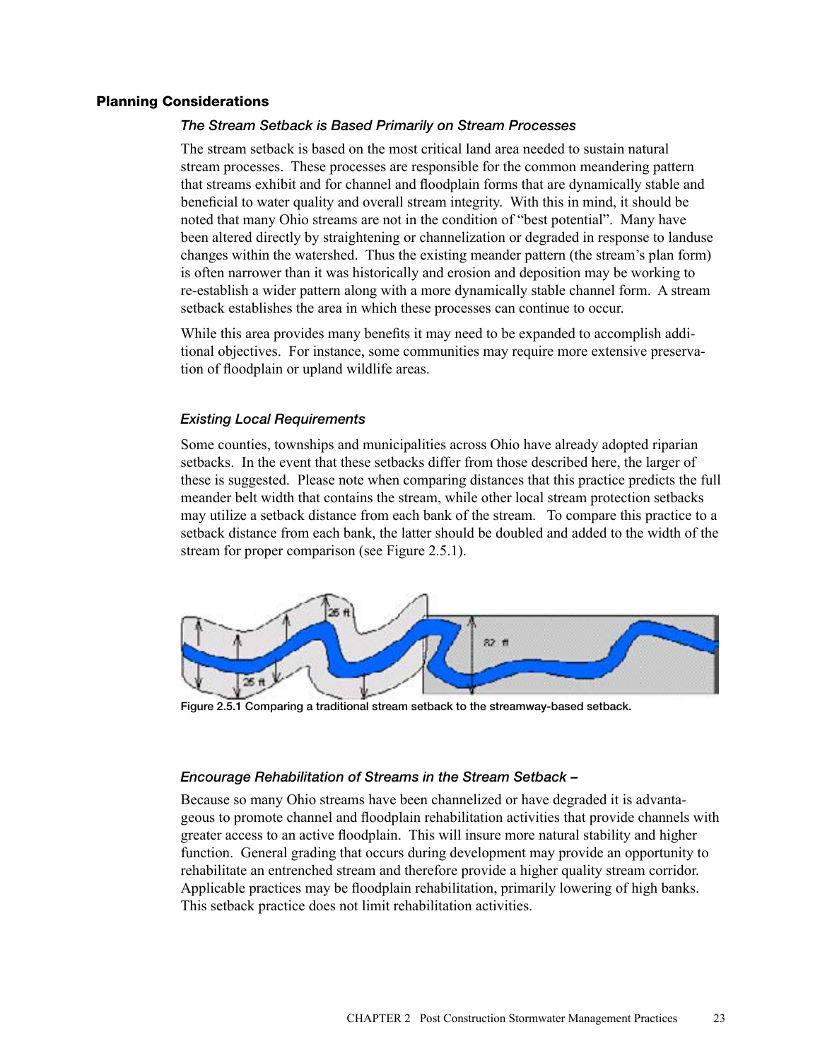## Planning Considerations

### *The Stream Setback is Based Primarily on Stream Processes*

The stream setback is based on the most critical land area needed to sustain natural stream processes. These processes are responsible for the common meandering pattern that streams exhibit and for channel and floodplain forms that are dynamically stable and beneficial to water quality and overall stream integrity. With this in mind, it should be noted that many Ohio streams are not in the condition of "best potential". Many have been altered directly by straightening or channelization or degraded in response to landuse changes within the watershed. Thus the existing meander pattern (the stream's plan form) is often narrower than it was historically and erosion and deposition may be working to re-establish a wider pattern along with a more dynamically stable channel form. A stream setback establishes the area in which these processes can continue to occur.

While this area provides many benefits it may need to be expanded to accomplish additional objectives. For instance, some communities may require more extensive preservation of floodplain or upland wildlife areas.

### *Existing Local Requirements*

Some counties, townships and municipalities across Ohio have already adopted riparian setbacks. In the event that these setbacks differ from those described here, the larger of these is suggested. Please note when comparing distances that this practice predicts the full meander belt width that contains the stream, while other local stream protection setbacks may utilize a setback distance from each bank of the stream. To compare this practice to a setback distance from each bank, the latter should be doubled and added to the width of the stream for proper comparison (see Figure 2.5.1).

**Figure 2.5.1 Comparing a traditional stream setback to the streamway-based setback.**

### *Encourage Rehabilitation of Streams in the Stream Setback –*

Because so many Ohio streams have been channelized or have degraded it is advantageous to promote channel and floodplain rehabilitation activities that provide channels with greater access to an active floodplain. This will insure more natural stability and higher function. General grading that occurs during development may provide an opportunity to rehabilitate an entrenched stream and therefore provide a higher quality stream corridor. Applicable practices may be floodplain rehabilitation, primarily lowering of high banks. This setback practice does not limit rehabilitation activities.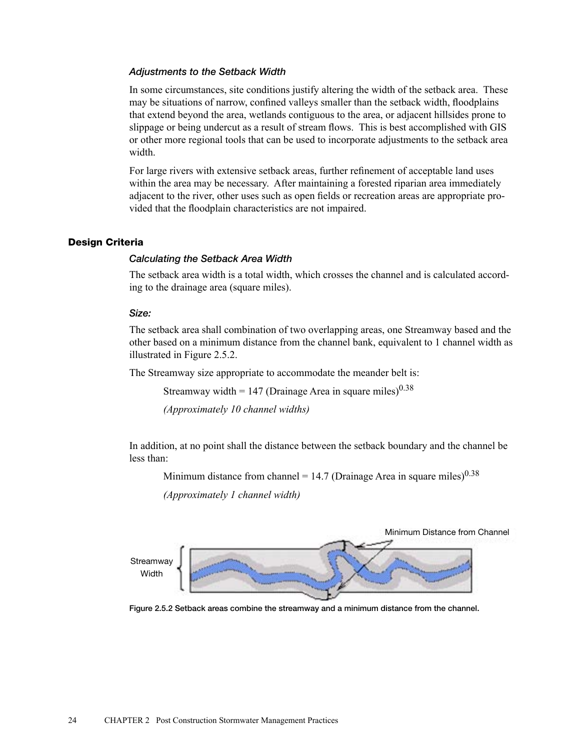### *Adjustments to the Setback Width*

In some circumstances, site conditions justify altering the width of the setback area. These may be situations of narrow, confined valleys smaller than the setback width, floodplains that extend beyond the area, wetlands contiguous to the area, or adjacent hillsides prone to slippage or being undercut as a result of stream flows. This is best accomplished with GIS or other more regional tools that can be used to incorporate adjustments to the setback area width.

For large rivers with extensive setback areas, further refinement of acceptable land uses within the area may be necessary. After maintaining a forested riparian area immediately adjacent to the river, other uses such as open fields or recreation areas are appropriate provided that the floodplain characteristics are not impaired.

## Design Criteria

### *Calculating the Setback Area Width*

The setback area width is a total width, which crosses the channel and is calculated according to the drainage area (square miles).

### *Size:*

The setback area shall combination of two overlapping areas, one Streamway based and the other based on a minimum distance from the channel bank, equivalent to 1 channel width as illustrated in Figure 2.5.2.

The Streamway size appropriate to accommodate the meander belt is:

Streamway width = 147 (Drainage Area in square miles)$^{0.38}$

*(Approximately 10 channel widths)*

In addition, at no point shall the distance between the setback boundary and the channel be less than:

Minimum distance from channel = 14.7 (Drainage Area in square miles)$^{0.38}$

*(Approximately 1 channel width)*

Figure 2.5.2 Setback areas combine the streamway and a minimum distance from the channel.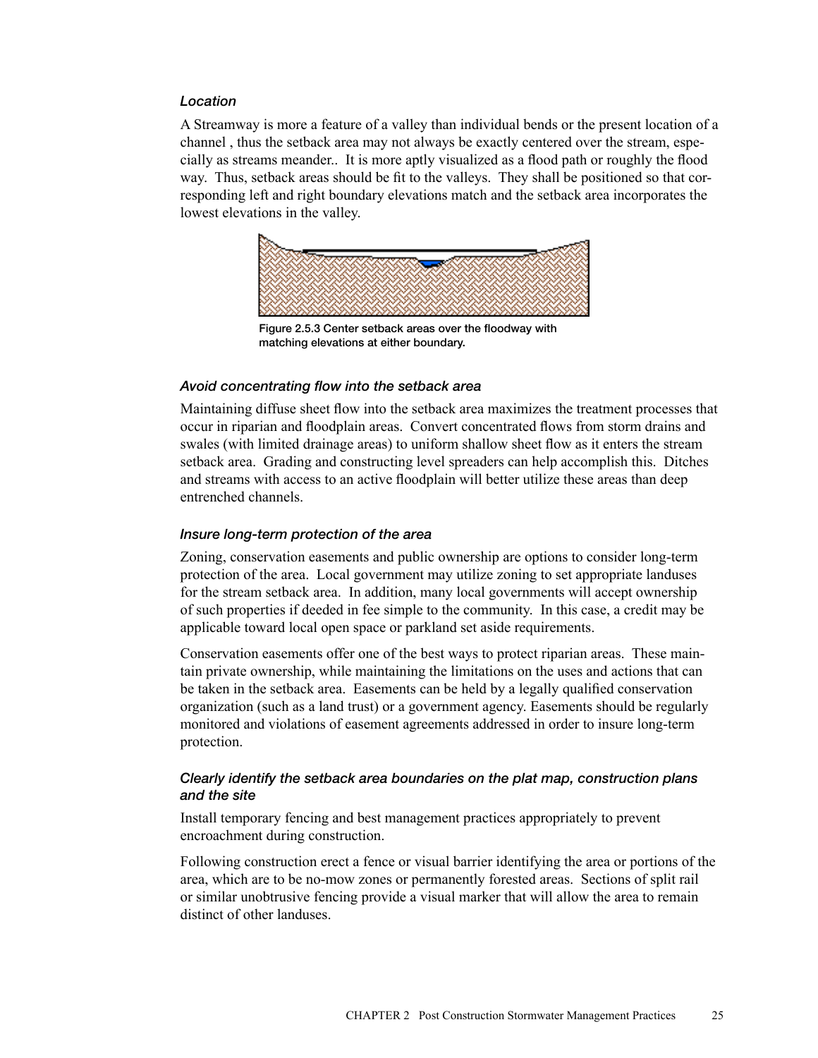### *Location*

A Streamway is more a feature of a valley than individual bends or the present location of a channel , thus the setback area may not always be exactly centered over the stream, especially as streams meander.. It is more aptly visualized as a flood path or roughly the flood way. Thus, setback areas should be fit to the valleys. They shall be positioned so that corresponding left and right boundary elevations match and the setback area incorporates the lowest elevations in the valley.

Figure 2.5.3 Center setback areas over the floodway with matching elevations at either boundary.

### *Avoid concentrating flow into the setback area*

Maintaining diffuse sheet flow into the setback area maximizes the treatment processes that occur in riparian and floodplain areas. Convert concentrated flows from storm drains and swales (with limited drainage areas) to uniform shallow sheet flow as it enters the stream setback area. Grading and constructing level spreaders can help accomplish this. Ditches and streams with access to an active floodplain will better utilize these areas than deep entrenched channels.

### *Insure long-term protection of the area*

Zoning, conservation easements and public ownership are options to consider long-term protection of the area. Local government may utilize zoning to set appropriate landuses for the stream setback area. In addition, many local governments will accept ownership of such properties if deeded in fee simple to the community. In this case, a credit may be applicable toward local open space or parkland set aside requirements.

Conservation easements offer one of the best ways to protect riparian areas. These maintain private ownership, while maintaining the limitations on the uses and actions that can be taken in the setback area. Easements can be held by a legally qualified conservation organization (such as a land trust) or a government agency. Easements should be regularly monitored and violations of easement agreements addressed in order to insure long-term protection.

### *Clearly identify the setback area boundaries on the plat map, construction plans and the site*

Install temporary fencing and best management practices appropriately to prevent encroachment during construction.

Following construction erect a fence or visual barrier identifying the area or portions of the area, which are to be no-mow zones or permanently forested areas. Sections of split rail or similar unobtrusive fencing provide a visual marker that will allow the area to remain distinct of other landuses.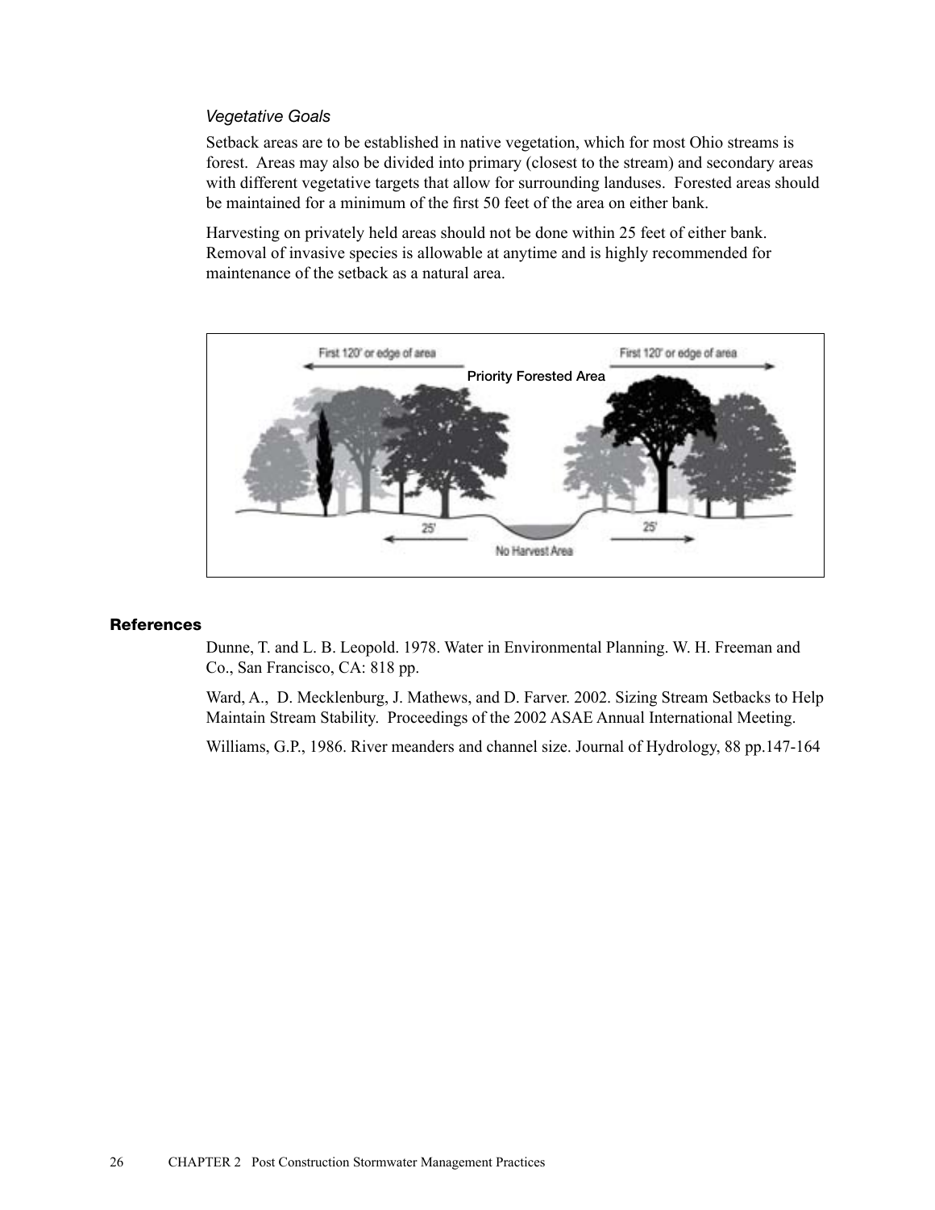*Vegetative Goals*

Setback areas are to be established in native vegetation, which for most Ohio streams is forest. Areas may also be divided into primary (closest to the stream) and secondary areas with different vegetative targets that allow for surrounding landuses. Forested areas should be maintained for a minimum of the first 50 feet of the area on either bank.

Harvesting on privately held areas should not be done within 25 feet of either bank. Removal of invasive species is allowable at anytime and is highly recommended for maintenance of the setback as a natural area.

First 120' or edge of area

Priority Forested Area

First 120' or edge of area

25'

25'

No Harvest Area

## References

Dunne, T. and L. B. Leopold. 1978. Water in Environmental Planning. W. H. Freeman and Co., San Francisco, CA: 818 pp.

Ward, A., D. Mecklenburg, J. Mathews, and D. Farver. 2002. Sizing Stream Setbacks to Help Maintain Stream Stability. Proceedings of the 2002 ASAE Annual International Meeting.

Williams, G.P., 1986. River meanders and channel size. Journal of Hydrology, 88 pp.147-164